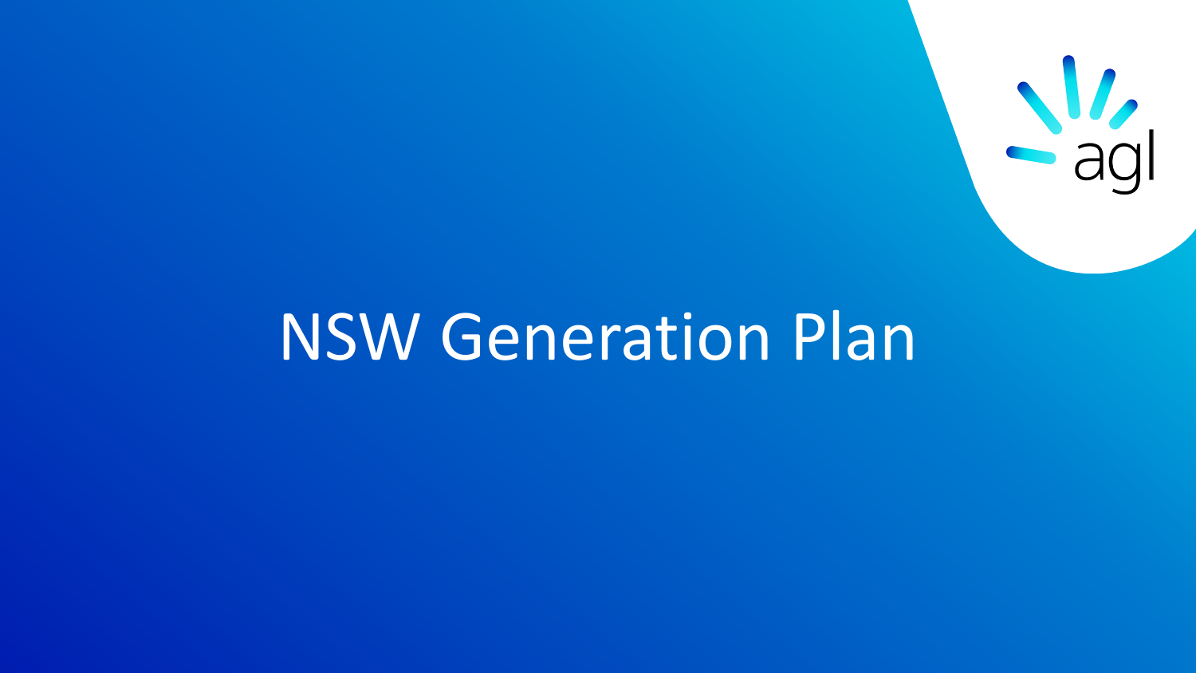# NSW Generation Plan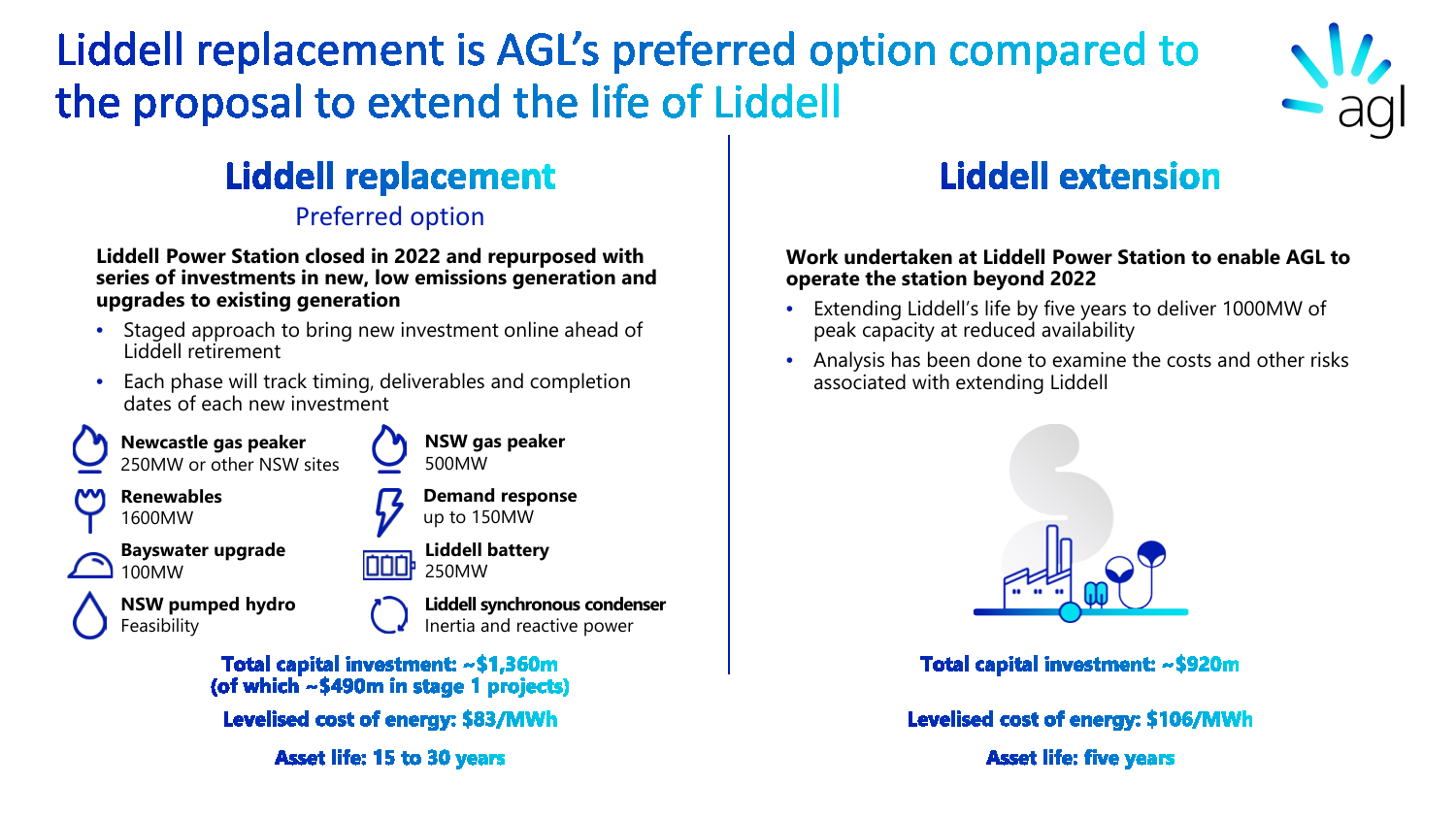# Liddell replacement is AGL's preferred option compared to the proposal to extend the life of Liddell

## Liddell replacement

### Preferred option

**Liddell Power Station closed in 2022 and repurposed with series of investments in new, low emissions generation and upgrades to existing generation**

- Staged approach to bring new investment online ahead of Liddell retirement
- Each phase will track timing, deliverables and completion dates of each new investment

**Newcastle gas peaker**
250MW or other NSW sites

**NSW gas peaker**
500MW

**Renewables**
1600MW

**Demand response**
up to 150MW

**Bayswater upgrade**
100MW

**Liddell battery**
250MW

**NSW pumped hydro**
Feasibility

**Liddell synchronous condenser**
Inertia and reactive power

**Total capital investment: ~$1,360m**
**(of which ~$490m in stage 1 projects)**

**Levelised cost of energy: $83/MWh**

**Asset life: 15 to 30 years**

## Liddell extension

**Work undertaken at Liddell Power Station to enable AGL to operate the station beyond 2022**

- Extending Liddell's life by five years to deliver 1000MW of peak capacity at reduced availability
- Analysis has been done to examine the costs and other risks associated with extending Liddell

**Total capital investment: ~$920m**

**Levelised cost of energy: $106/MWh**

**Asset life: five years**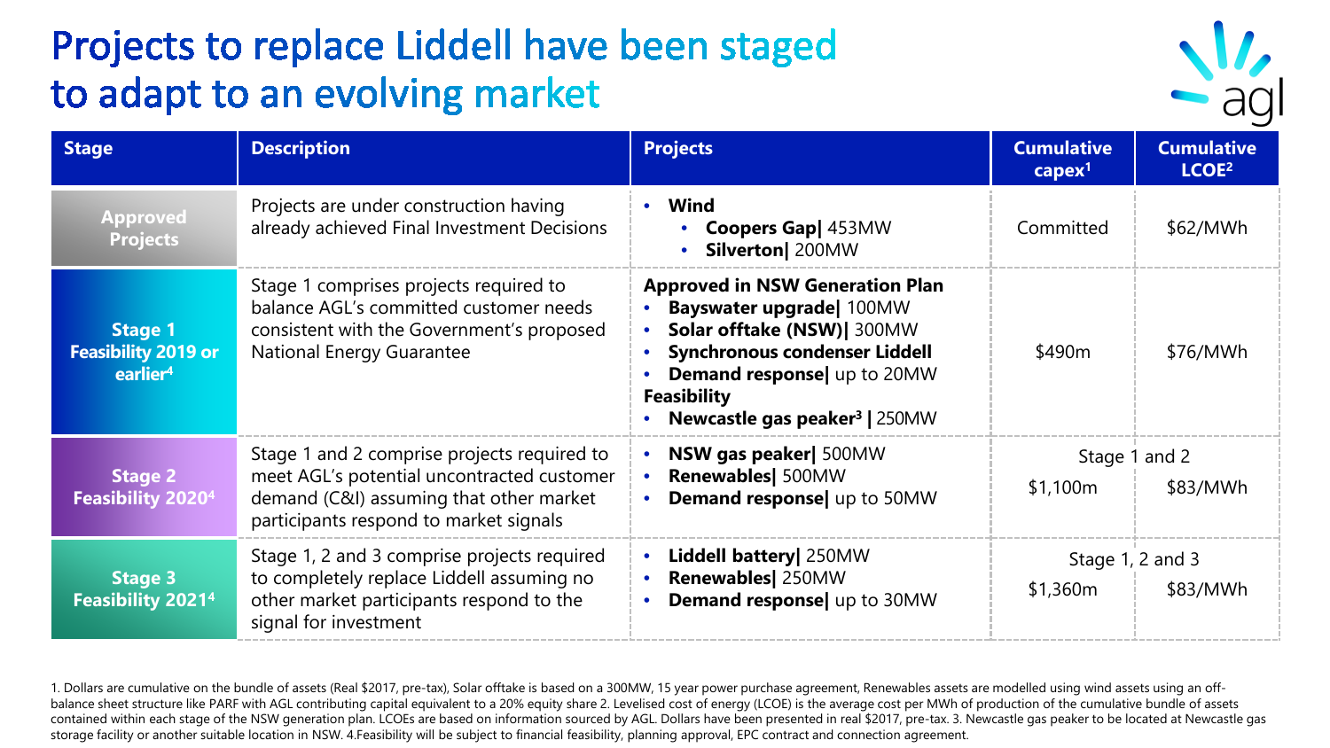# Projects to replace Liddell have been staged to adapt to an evolving market

| Stage | Description | Projects | Cumulative capex[1] | Cumulative LCOE[2] |
|---|---|---|---|---|
| Approved Projects | Projects are under construction having already achieved Final Investment Decisions | • **Wind**<br>  • **Coopers Gap\|** 453MW<br>  • **Silverton\|** 200MW | Committed | $62/MWh |
| Stage 1 Feasibility 2019 or earlier[4] | Stage 1 comprises projects required to balance AGL's committed customer needs consistent with the Government's proposed National Energy Guarantee | **Approved in NSW Generation Plan**<br>• **Bayswater upgrade\|** 100MW<br>• **Solar offtake (NSW)\|** 300MW<br>• **Synchronous condenser Liddell**<br>• **Demand response\|** up to 20MW<br>**Feasibility**<br>• **Newcastle gas peaker[3] \|** 250MW | $490m | $76/MWh |
| Stage 2 Feasibility 2020[4] | Stage 1 and 2 comprise projects required to meet AGL's potential uncontracted customer demand (C&I) assuming that other market participants respond to market signals | • **NSW gas peaker\|** 500MW<br>• **Renewables\|** 500MW<br>• **Demand response\|** up to 50MW | Stage 1 and 2<br>$1,100m | $83/MWh |
| Stage 3 Feasibility 2021[4] | Stage 1, 2 and 3 comprise projects required to completely replace Liddell assuming no other market participants respond to the signal for investment | • **Liddell battery\|** 250MW<br>• **Renewables\|** 250MW<br>• **Demand response\|** up to 30MW | Stage 1, 2 and 3<br>$1,360m | $83/MWh |

1. Dollars are cumulative on the bundle of assets (Real $2017, pre-tax), Solar offtake is based on a 300MW, 15 year power purchase agreement, Renewables assets are modelled using wind assets using an off-balance sheet structure like PARF with AGL contributing capital equivalent to a 20% equity share 2. Levelised cost of energy (LCOE) is the average cost per MWh of production of the cumulative bundle of assets contained within each stage of the NSW generation plan. LCOEs are based on information sourced by AGL. Dollars have been presented in real $2017, pre-tax. 3. Newcastle gas peaker to be located at Newcastle gas storage facility or another suitable location in NSW. 4.Feasibility will be subject to financial feasibility, planning approval, EPC contract and connection agreement.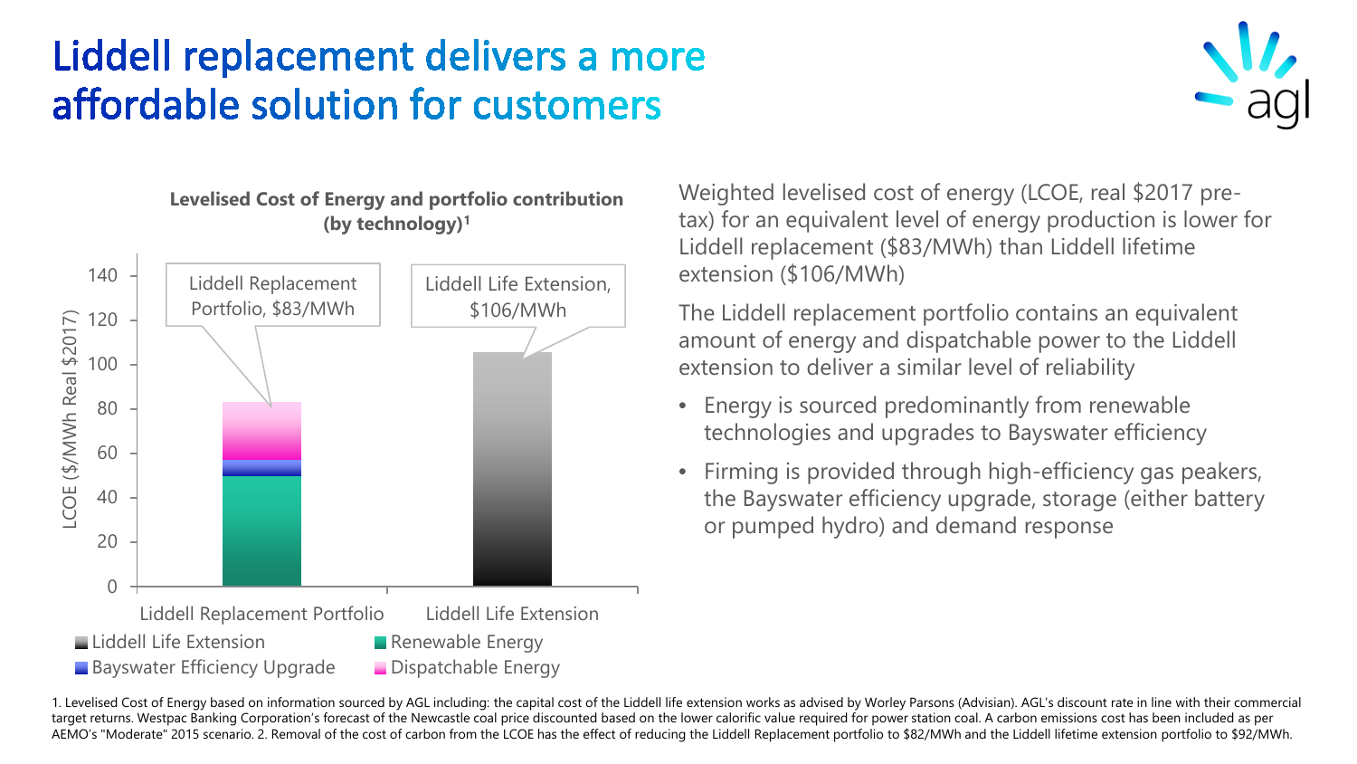# Liddell replacement delivers a more affordable solution for customers

**Levelised Cost of Energy and portfolio contribution (by technology)[1]**

LCOE ($/MWh Real $2017)

| | Renewable Energy | Bayswater Efficiency Upgrade | Dispatchable Energy | Liddell Life Extension | Total |
|---|---|---|---|---|---|
| Liddell Replacement Portfolio | ~50 | ~7 | ~26 | | $83/MWh |
| Liddell Life Extension | | | | ~106 | $106/MWh |

Weighted levelised cost of energy (LCOE, real $2017 pre-tax) for an equivalent level of energy production is lower for Liddell replacement ($83/MWh) than Liddell lifetime extension ($106/MWh)

The Liddell replacement portfolio contains an equivalent amount of energy and dispatchable power to the Liddell extension to deliver a similar level of reliability

- Energy is sourced predominantly from renewable technologies and upgrades to Bayswater efficiency
- Firming is provided through high-efficiency gas peakers, the Bayswater efficiency upgrade, storage (either battery or pumped hydro) and demand response

1. Levelised Cost of Energy based on information sourced by AGL including: the capital cost of the Liddell life extension works as advised by Worley Parsons (Advisian). AGL's discount rate in line with their commercial target returns. Westpac Banking Corporation's forecast of the Newcastle coal price discounted based on the lower calorific value required for power station coal. A carbon emissions cost has been included as per AEMO's "Moderate" 2015 scenario. 2. Removal of the cost of carbon from the LCOE has the effect of reducing the Liddell Replacement portfolio to $82/MWh and the Liddell lifetime extension portfolio to $92/MWh.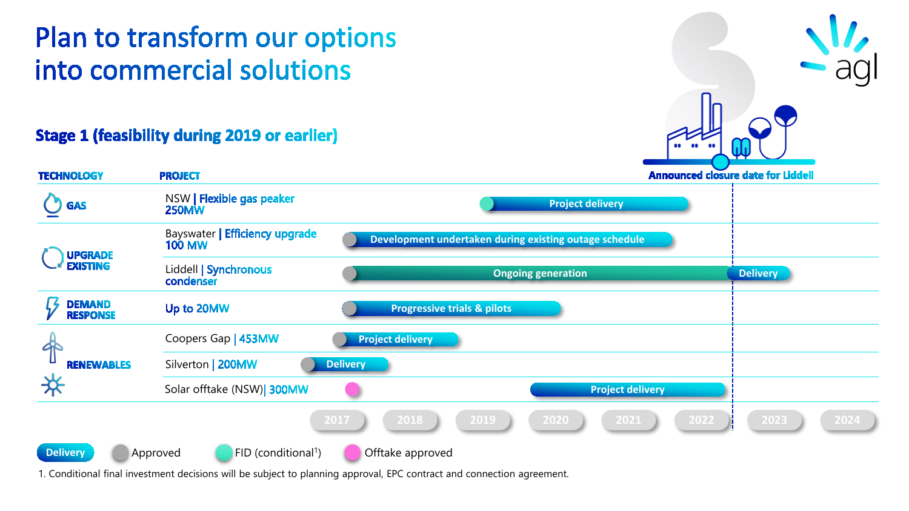# Plan to transform our options into commercial solutions

## Stage 1 (feasibility during 2019 or earlier)

| TECHNOLOGY | PROJECT | Timeline |
|---|---|---|
| GAS | NSW \| Flexible gas peaker 250MW | FID (conditional[1]) 2019 – Project delivery to 2022 |
| UPGRADE EXISTING | Bayswater \| Efficiency upgrade 100 MW | Approved 2017 – Development undertaken during existing outage schedule to 2022 |
| | Liddell \| Synchronous condenser | Approved 2017 – Ongoing generation to 2022; Delivery 2022–2023 |
| DEMAND RESPONSE | Up to 20MW | Approved 2017 – Progressive trials & pilots to 2020 |
| RENEWABLES | Coopers Gap \| 453MW | Approved 2017 – Project delivery to 2018 |
| | Silverton \| 200MW | Approved 2016 – Delivery to 2017 |
| | Solar offtake (NSW)\| 300MW | Offtake approved 2017 – Project delivery 2020 to 2022 |

Announced closure date for Liddell: 2022

Legend: Delivery | Approved | FID (conditional[1]) | Offtake approved

1. Conditional final investment decisions will be subject to planning approval, EPC contract and connection agreement.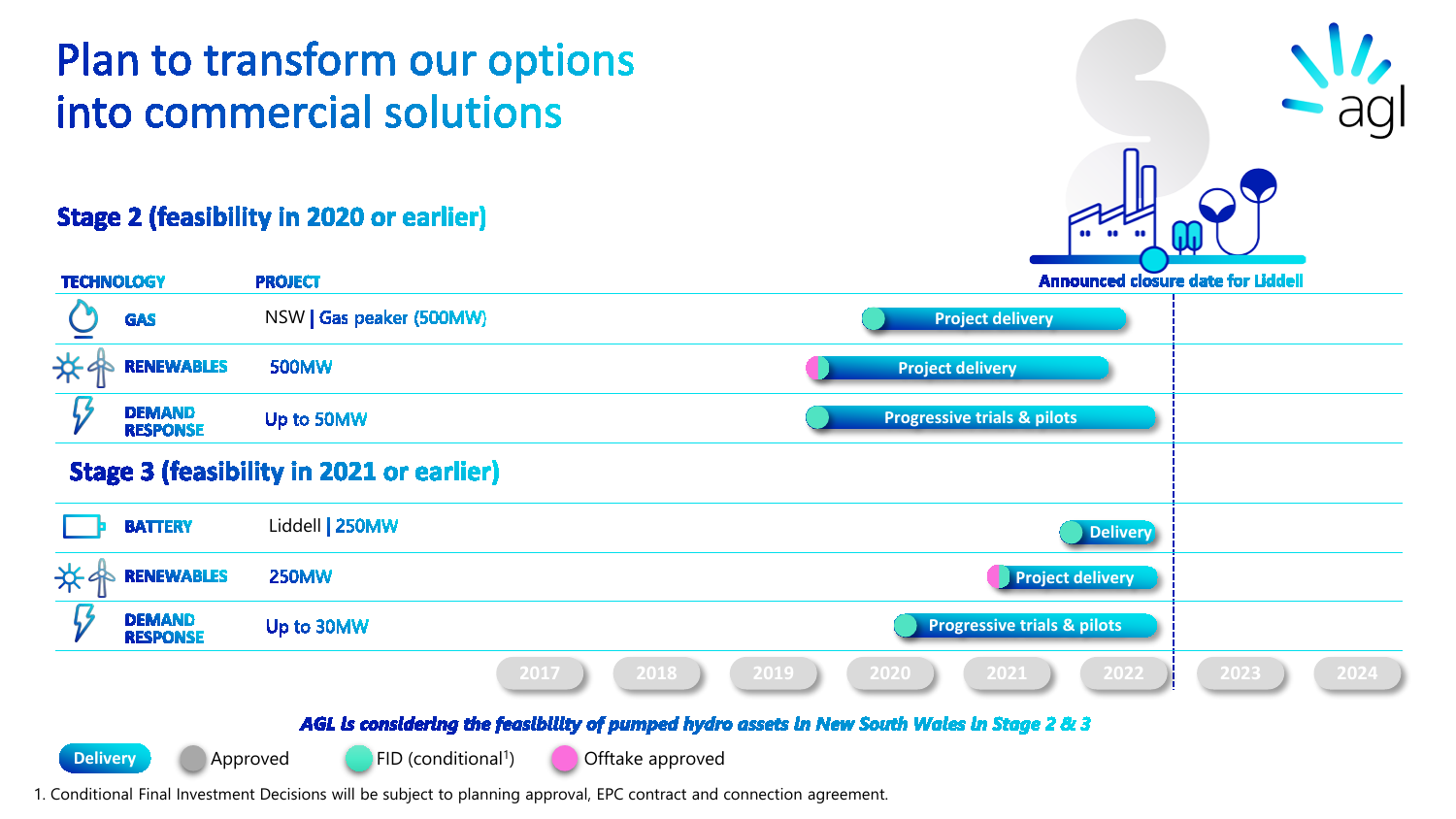# Plan to transform our options into commercial solutions

## Stage 2 (feasibility in 2020 or earlier)

Announced closure date for Liddell

| TECHNOLOGY | PROJECT | |
|---|---|---|
| GAS | NSW \| Gas peaker (500MW) | Project delivery |
| RENEWABLES | 500MW | Project delivery |
| DEMAND RESPONSE | Up to 50MW | Progressive trials & pilots |

## Stage 3 (feasibility in 2021 or earlier)

| TECHNOLOGY | PROJECT | |
|---|---|---|
| BATTERY | Liddell \| 250MW | Delivery |
| RENEWABLES | 250MW | Project delivery |
| DEMAND RESPONSE | Up to 30MW | Progressive trials & pilots |

2017 2018 2019 2020 2021 2022 2023 2024

***AGL is considering the feasibility of pumped hydro assets in New South Wales in Stage 2 & 3***

Delivery | Approved | FID (conditional[1]) | Offtake approved

1. Conditional Final Investment Decisions will be subject to planning approval, EPC contract and connection agreement.